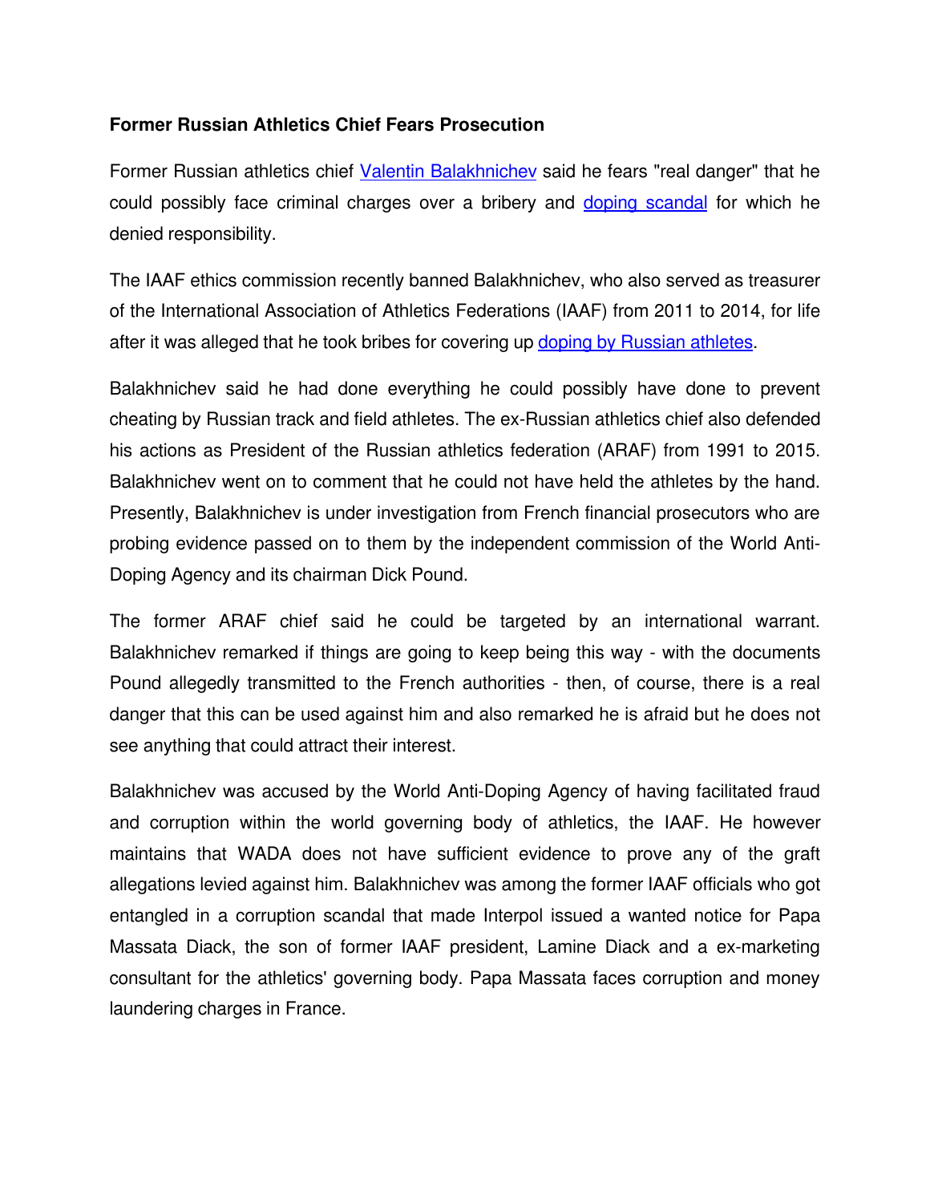**Former Russian Athletics Chief Fears Prosecution**

Former Russian athletics chief Valentin Balakhnichev said he fears "real danger" that he could possibly face criminal charges over a bribery and doping scandal for which he denied responsibility.

The IAAF ethics commission recently banned Balakhnichev, who also served as treasurer of the International Association of Athletics Federations (IAAF) from 2011 to 2014, for life after it was alleged that he took bribes for covering up doping by Russian athletes.

Balakhnichev said he had done everything he could possibly have done to prevent cheating by Russian track and field athletes. The ex-Russian athletics chief also defended his actions as President of the Russian athletics federation (ARAF) from 1991 to 2015. Balakhnichev went on to comment that he could not have held the athletes by the hand. Presently, Balakhnichev is under investigation from French financial prosecutors who are probing evidence passed on to them by the independent commission of the World Anti-Doping Agency and its chairman Dick Pound.

The former ARAF chief said he could be targeted by an international warrant. Balakhnichev remarked if things are going to keep being this way - with the documents Pound allegedly transmitted to the French authorities - then, of course, there is a real danger that this can be used against him and also remarked he is afraid but he does not see anything that could attract their interest.

Balakhnichev was accused by the World Anti-Doping Agency of having facilitated fraud and corruption within the world governing body of athletics, the IAAF. He however maintains that WADA does not have sufficient evidence to prove any of the graft allegations levied against him. Balakhnichev was among the former IAAF officials who got entangled in a corruption scandal that made Interpol issued a wanted notice for Papa Massata Diack, the son of former IAAF president, Lamine Diack and a ex-marketing consultant for the athletics' governing body. Papa Massata faces corruption and money laundering charges in France.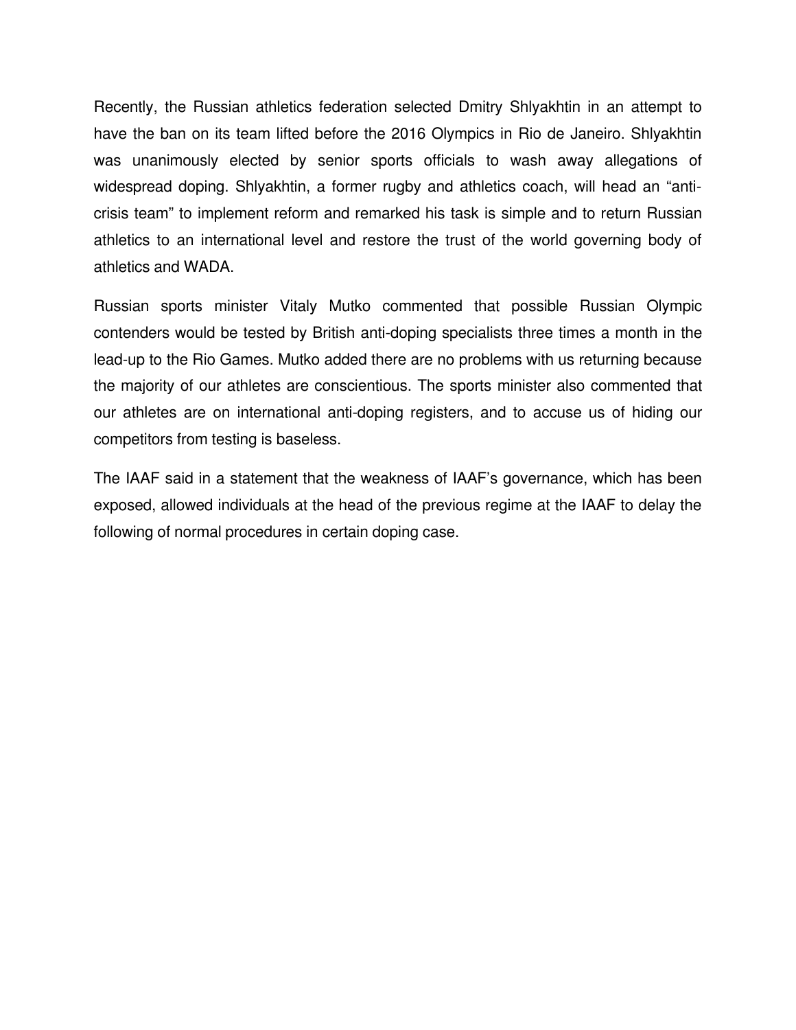Recently, the Russian athletics federation selected Dmitry Shlyakhtin in an attempt to have the ban on its team lifted before the 2016 Olympics in Rio de Janeiro. Shlyakhtin was unanimously elected by senior sports officials to wash away allegations of widespread doping. Shlyakhtin, a former rugby and athletics coach, will head an "anti-crisis team" to implement reform and remarked his task is simple and to return Russian athletics to an international level and restore the trust of the world governing body of athletics and WADA.

Russian sports minister Vitaly Mutko commented that possible Russian Olympic contenders would be tested by British anti-doping specialists three times a month in the lead-up to the Rio Games. Mutko added there are no problems with us returning because the majority of our athletes are conscientious. The sports minister also commented that our athletes are on international anti-doping registers, and to accuse us of hiding our competitors from testing is baseless.

The IAAF said in a statement that the weakness of IAAF's governance, which has been exposed, allowed individuals at the head of the previous regime at the IAAF to delay the following of normal procedures in certain doping case.